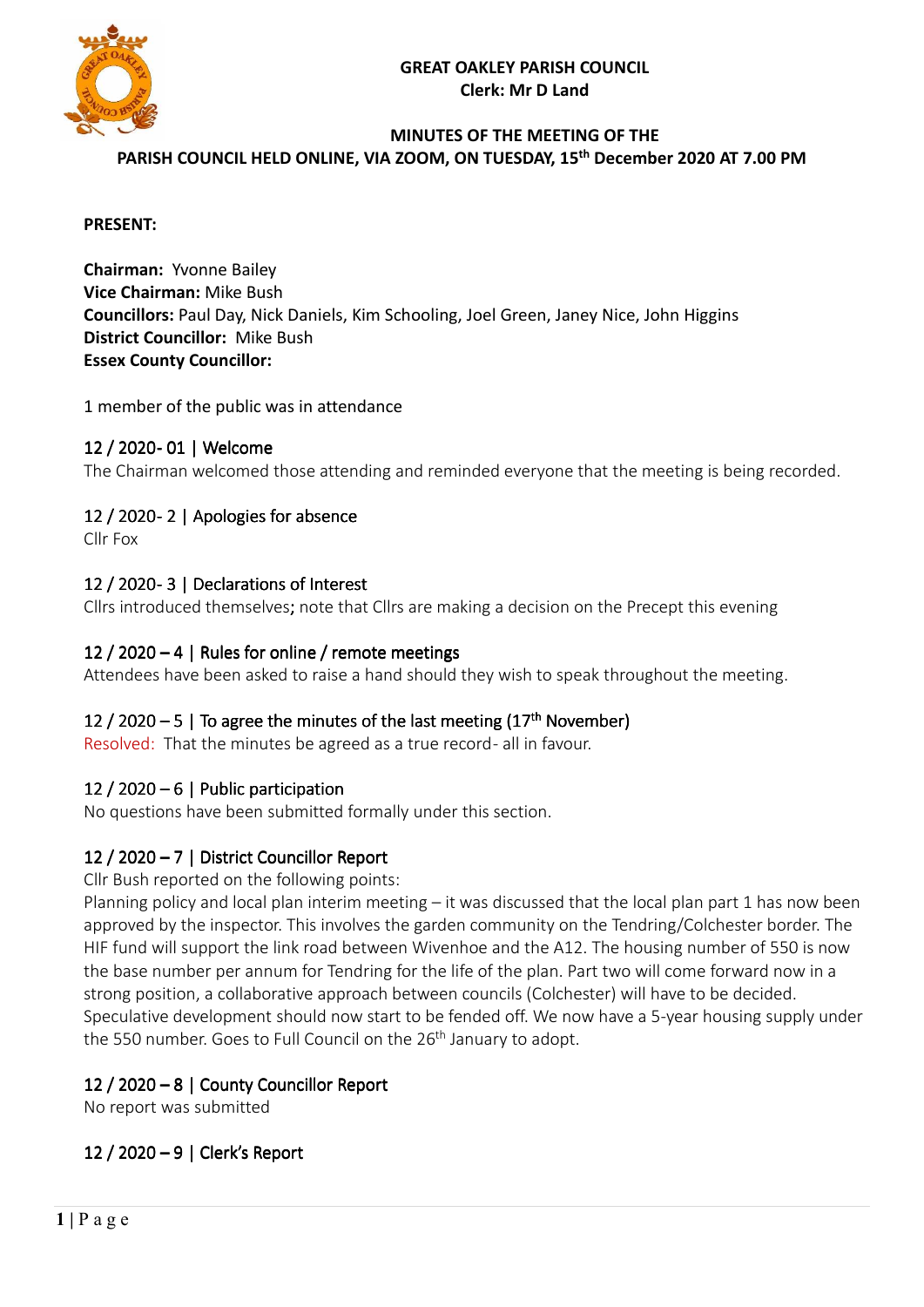**GREAT OAKLEY PARISH COUNCIL**
**Clerk: Mr D Land**

**MINUTES OF THE MEETING OF THE PARISH COUNCIL HELD ONLINE, VIA ZOOM, ON TUESDAY, 15th December 2020 AT 7.00 PM**

**PRESENT:**

**Chairman:** Yvonne Bailey
**Vice Chairman:** Mike Bush
**Councillors:** Paul Day, Nick Daniels, Kim Schooling, Joel Green, Janey Nice, John Higgins
**District Councillor:** Mike Bush
**Essex County Councillor:**

1 member of the public was in attendance

## 12 / 2020- 01 | Welcome

The Chairman welcomed those attending and reminded everyone that the meeting is being recorded.

## 12 / 2020- 2 | Apologies for absence

Cllr Fox

## 12 / 2020- 3 | Declarations of Interest

Cllrs introduced themselves; note that Cllrs are making a decision on the Precept this evening

## 12 / 2020 – 4 | Rules for online / remote meetings

Attendees have been asked to raise a hand should they wish to speak throughout the meeting.

## 12 / 2020 – 5 | To agree the minutes of the last meeting (17th November)

Resolved: That the minutes be agreed as a true record- all in favour.

## 12 / 2020 – 6 | Public participation

No questions have been submitted formally under this section.

## 12 / 2020 – 7 | District Councillor Report

Cllr Bush reported on the following points:
Planning policy and local plan interim meeting – it was discussed that the local plan part 1 has now been approved by the inspector. This involves the garden community on the Tendring/Colchester border. The HIF fund will support the link road between Wivenhoe and the A12. The housing number of 550 is now the base number per annum for Tendring for the life of the plan. Part two will come forward now in a strong position, a collaborative approach between councils (Colchester) will have to be decided. Speculative development should now start to be fended off. We now have a 5-year housing supply under the 550 number. Goes to Full Council on the 26th January to adopt.

## 12 / 2020 – 8 | County Councillor Report

No report was submitted

## 12 / 2020 – 9 | Clerk's Report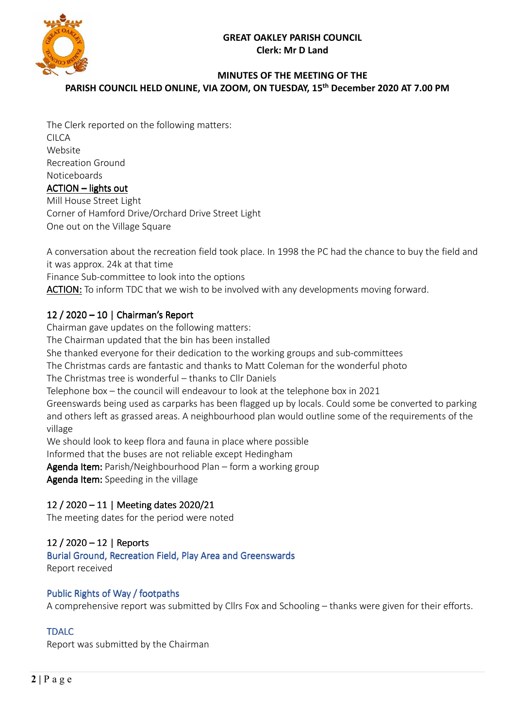**GREAT OAKLEY PARISH COUNCIL**
**Clerk: Mr D Land**

**MINUTES OF THE MEETING OF THE PARISH COUNCIL HELD ONLINE, VIA ZOOM, ON TUESDAY, 15th December 2020 AT 7.00 PM**

The Clerk reported on the following matters:
CILCA
Website
Recreation Ground
Noticeboards
<u>ACTION – lights out</u>
Mill House Street Light
Corner of Hamford Drive/Orchard Drive Street Light
One out on the Village Square

A conversation about the recreation field took place. In 1998 the PC had the chance to buy the field and it was approx. 24k at that time
Finance Sub-committee to look into the options
<u>ACTION:</u> To inform TDC that we wish to be involved with any developments moving forward.

## 12 / 2020 – 10 | Chairman's Report

Chairman gave updates on the following matters:
The Chairman updated that the bin has been installed
She thanked everyone for their dedication to the working groups and sub-committees
The Christmas cards are fantastic and thanks to Matt Coleman for the wonderful photo
The Christmas tree is wonderful – thanks to Cllr Daniels
Telephone box – the council will endeavour to look at the telephone box in 2021
Greenswards being used as carparks has been flagged up by locals. Could some be converted to parking and others left as grassed areas. A neighbourhood plan would outline some of the requirements of the village
We should look to keep flora and fauna in place where possible
Informed that the buses are not reliable except Hedingham
**Agenda Item:** Parish/Neighbourhood Plan – form a working group
**Agenda Item:** Speeding in the village

## 12 / 2020 – 11 | Meeting dates 2020/21

The meeting dates for the period were noted

## 12 / 2020 – 12 | Reports

### Burial Ground, Recreation Field, Play Area and Greenswards

Report received

### Public Rights of Way / footpaths

A comprehensive report was submitted by Cllrs Fox and Schooling – thanks were given for their efforts.

### TDALC

Report was submitted by the Chairman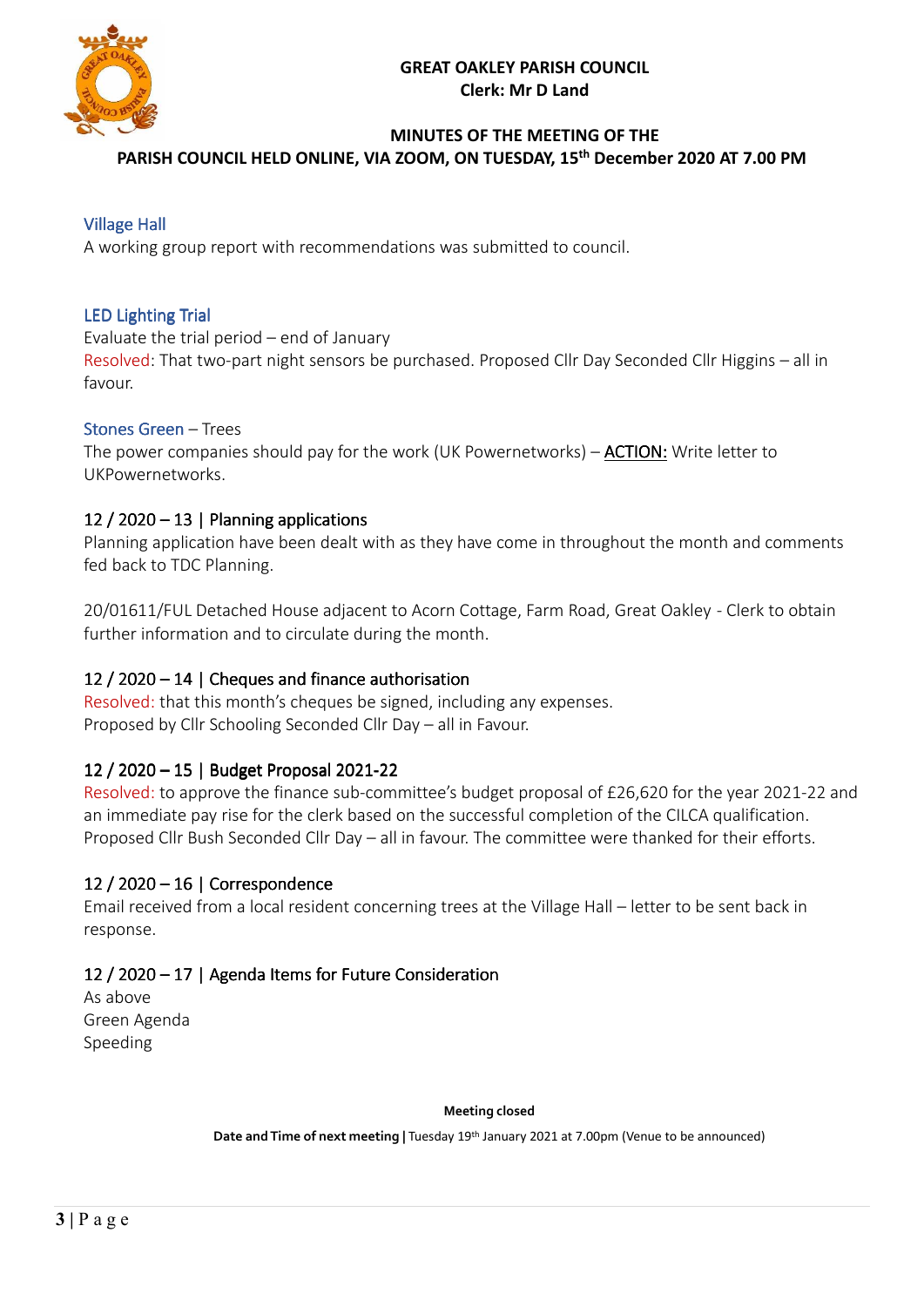**GREAT OAKLEY PARISH COUNCIL**
**Clerk: Mr D Land**

**MINUTES OF THE MEETING OF THE PARISH COUNCIL HELD ONLINE, VIA ZOOM, ON TUESDAY, 15th December 2020 AT 7.00 PM**

Village Hall

A working group report with recommendations was submitted to council.

LED Lighting Trial

Evaluate the trial period – end of January

Resolved: That two-part night sensors be purchased. Proposed Cllr Day Seconded Cllr Higgins – all in favour.

Stones Green – Trees

The power companies should pay for the work (UK Powernetworks) – **ACTION:** Write letter to UKPowernetworks.

### 12 / 2020 – 13 | Planning applications

Planning application have been dealt with as they have come in throughout the month and comments fed back to TDC Planning.

20/01611/FUL Detached House adjacent to Acorn Cottage, Farm Road, Great Oakley - Clerk to obtain further information and to circulate during the month.

### 12 / 2020 – 14 | Cheques and finance authorisation

Resolved: that this month's cheques be signed, including any expenses.
Proposed by Cllr Schooling Seconded Cllr Day – all in Favour.

### 12 / 2020 – 15 | Budget Proposal 2021-22

Resolved: to approve the finance sub-committee's budget proposal of £26,620 for the year 2021-22 and an immediate pay rise for the clerk based on the successful completion of the CILCA qualification.
Proposed Cllr Bush Seconded Cllr Day – all in favour. The committee were thanked for their efforts.

### 12 / 2020 – 16 | Correspondence

Email received from a local resident concerning trees at the Village Hall – letter to be sent back in response.

### 12 / 2020 – 17 | Agenda Items for Future Consideration

As above
Green Agenda
Speeding

**Meeting closed**

**Date and Time of next meeting |** Tuesday 19th January 2021 at 7.00pm (Venue to be announced)